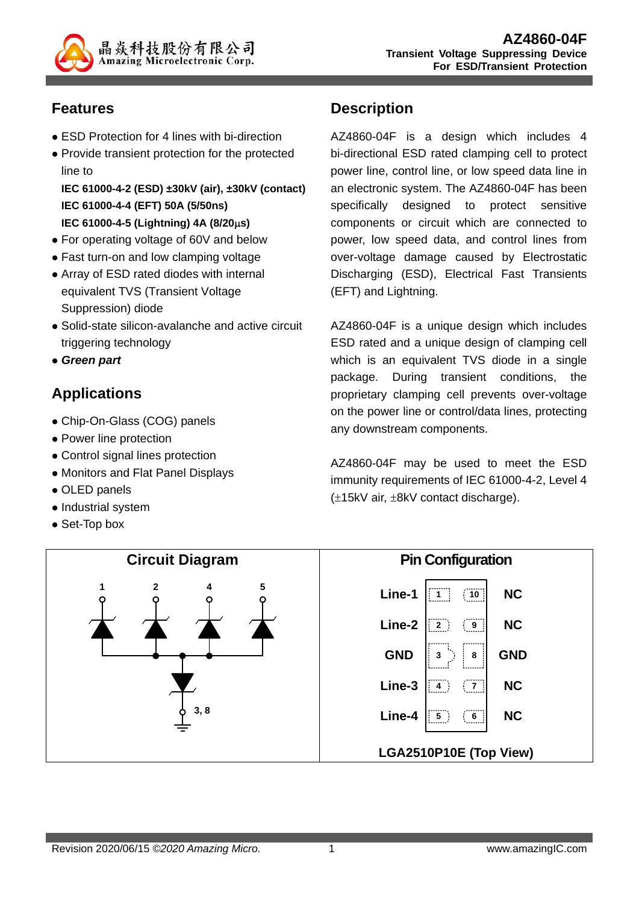# AZ4860-04F

**Transient Voltage Suppressing Device For ESD/Transient Protection**

## Features

- ESD Protection for 4 lines with bi-direction
- Provide transient protection for the protected line to
  **IEC 61000-4-2 (ESD) ±30kV (air), ±30kV (contact)**
  **IEC 61000-4-4 (EFT) 50A (5/50ns)**
  **IEC 61000-4-5 (Lightning) 4A (8/20μs)**
- For operating voltage of 60V and below
- Fast turn-on and low clamping voltage
- Array of ESD rated diodes with internal equivalent TVS (Transient Voltage Suppression) diode
- Solid-state silicon-avalanche and active circuit triggering technology
- ***Green part***

## Applications

- Chip-On-Glass (COG) panels
- Power line protection
- Control signal lines protection
- Monitors and Flat Panel Displays
- OLED panels
- Industrial system
- Set-Top box

## Description

AZ4860-04F is a design which includes 4 bi-directional ESD rated clamping cell to protect power line, control line, or low speed data line in an electronic system. The AZ4860-04F has been specifically designed to protect sensitive components or circuit which are connected to power, low speed data, and control lines from over-voltage damage caused by Electrostatic Discharging (ESD), Electrical Fast Transients (EFT) and Lightning.

AZ4860-04F is a unique design which includes ESD rated and a unique design of clamping cell which is an equivalent TVS diode in a single package. During transient conditions, the proprietary clamping cell prevents over-voltage on the power line or control/data lines, protecting any downstream components.

AZ4860-04F may be used to meet the ESD immunity requirements of IEC 61000-4-2, Level 4 (±15kV air, ±8kV contact discharge).

## Circuit Diagram

Pins 1, 2, 4, 5 each connect through a diode to a common node, which connects through a diode to pins 3, 8 (GND).

## Pin Configuration

| Pin name | Pin | Pin | Pin name |
|---|---|---|---|
| Line-1 | 1 | 10 | NC |
| Line-2 | 2 | 9 | NC |
| GND | 3 | 8 | GND |
| Line-3 | 4 | 7 | NC |
| Line-4 | 5 | 6 | NC |

**LGA2510P10E (Top View)**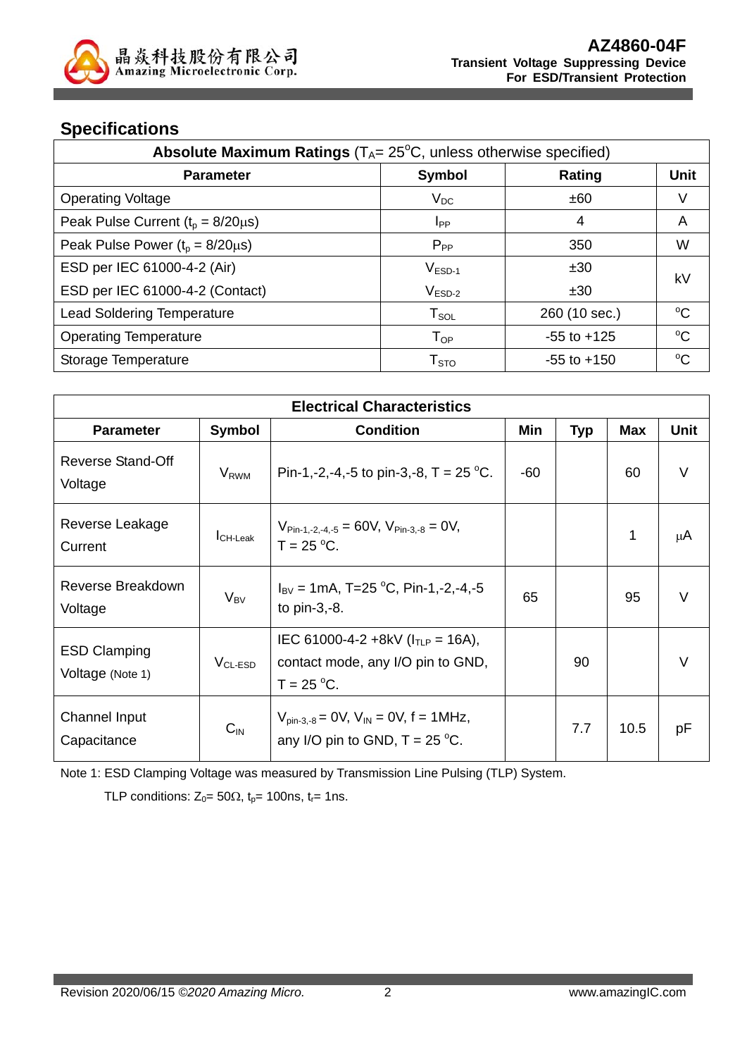## Specifications

| Absolute Maximum Ratings ($T_A$= 25°C, unless otherwise specified) | | | |
|---|---|---|---|
| **Parameter** | **Symbol** | **Rating** | **Unit** |
| Operating Voltage | $V_{DC}$ | ±60 | V |
| Peak Pulse Current ($t_p$ = 8/20μs) | $I_{PP}$ | 4 | A |
| Peak Pulse Power ($t_p$ = 8/20μs) | $P_{PP}$ | 350 | W |
| ESD per IEC 61000-4-2 (Air) | $V_{ESD-1}$ | ±30 | kV |
| ESD per IEC 61000-4-2 (Contact) | $V_{ESD-2}$ | ±30 | kV |
| Lead Soldering Temperature | $T_{SOL}$ | 260 (10 sec.) | °C |
| Operating Temperature | $T_{OP}$ | -55 to +125 | °C |
| Storage Temperature | $T_{STO}$ | -55 to +150 | °C |

| Electrical Characteristics | | | | | | |
|---|---|---|---|---|---|---|
| **Parameter** | **Symbol** | **Condition** | **Min** | **Typ** | **Max** | **Unit** |
| Reverse Stand-Off Voltage | $V_{RWM}$ | Pin-1,-2,-4,-5 to pin-3,-8, T = 25 °C. | -60 | | 60 | V |
| Reverse Leakage Current | $I_{CH-Leak}$ | $V_{Pin-1,-2,-4,-5}$ = 60V, $V_{Pin-3,-8}$ = 0V, T = 25 °C. | | | 1 | μA |
| Reverse Breakdown Voltage | $V_{BV}$ | $I_{BV}$ = 1mA, T=25 °C, Pin-1,-2,-4,-5 to pin-3,-8. | 65 | | 95 | V |
| ESD Clamping Voltage (Note 1) | $V_{CL-ESD}$ | IEC 61000-4-2 +8kV ($I_{TLP}$ = 16A), contact mode, any I/O pin to GND, T = 25 °C. | | 90 | | V |
| Channel Input Capacitance | $C_{IN}$ | $V_{pin-3,-8}$ = 0V, $V_{IN}$ = 0V, f = 1MHz, any I/O pin to GND, T = 25 °C. | | 7.7 | 10.5 | pF |

Note 1: ESD Clamping Voltage was measured by Transmission Line Pulsing (TLP) System.

TLP conditions: $Z_0$= 50Ω, $t_p$= 100ns, $t_r$= 1ns.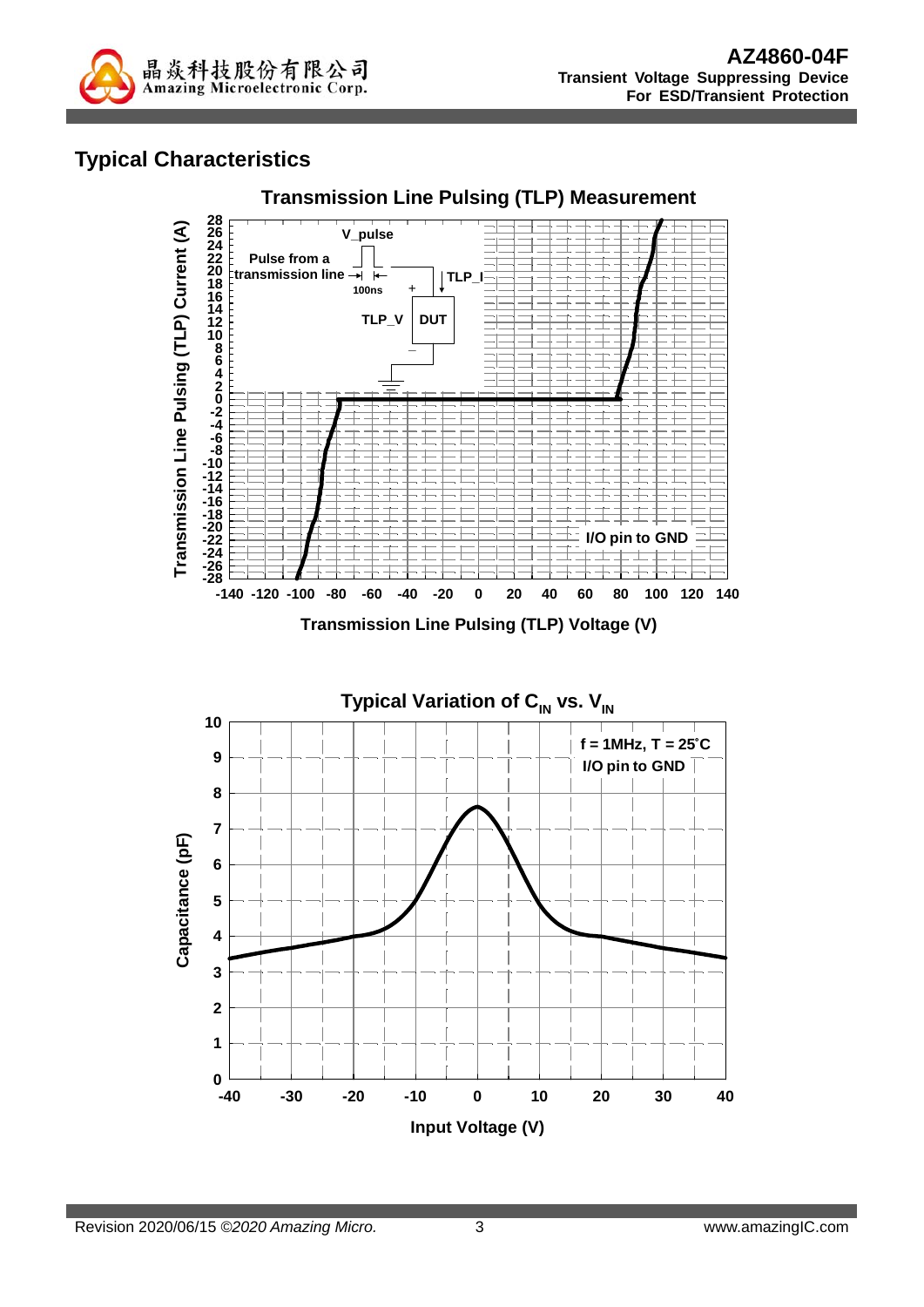## Typical Characteristics

**Transmission Line Pulsing (TLP) Measurement**

V_pulse

Pulse from a transmission line

100ns

TLP_I

TLP_V

DUT

I/O pin to GND

Transmission Line Pulsing (TLP) Current (A)

Transmission Line Pulsing (TLP) Voltage (V)

**Typical Variation of $C_{IN}$ vs. $V_{IN}$**

f = 1MHz, T = 25˚C

I/O pin to GND

Capacitance (pF)

Input Voltage (V)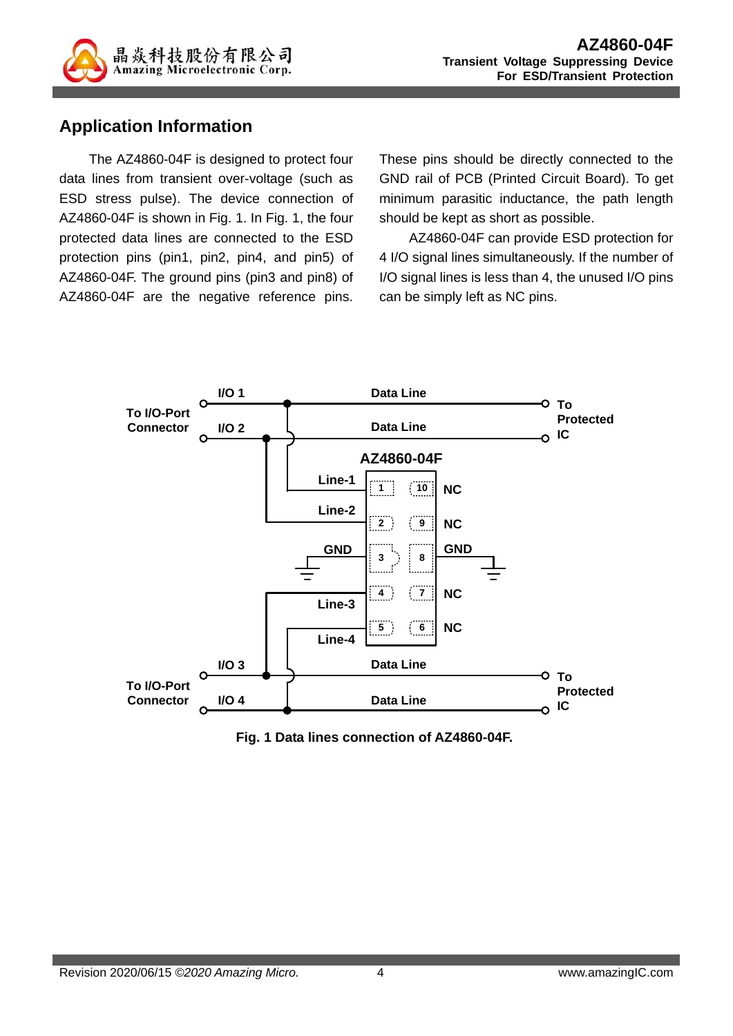## Application Information

The AZ4860-04F is designed to protect four data lines from transient over-voltage (such as ESD stress pulse). The device connection of AZ4860-04F is shown in Fig. 1. In Fig. 1, the four protected data lines are connected to the ESD protection pins (pin1, pin2, pin4, and pin5) of AZ4860-04F. The ground pins (pin3 and pin8) of AZ4860-04F are the negative reference pins. These pins should be directly connected to the GND rail of PCB (Printed Circuit Board). To get minimum parasitic inductance, the path length should be kept as short as possible.

AZ4860-04F can provide ESD protection for 4 I/O signal lines simultaneously. If the number of I/O signal lines is less than 4, the unused I/O pins can be simply left as NC pins.

Fig. 1 Data lines connection of AZ4860-04F.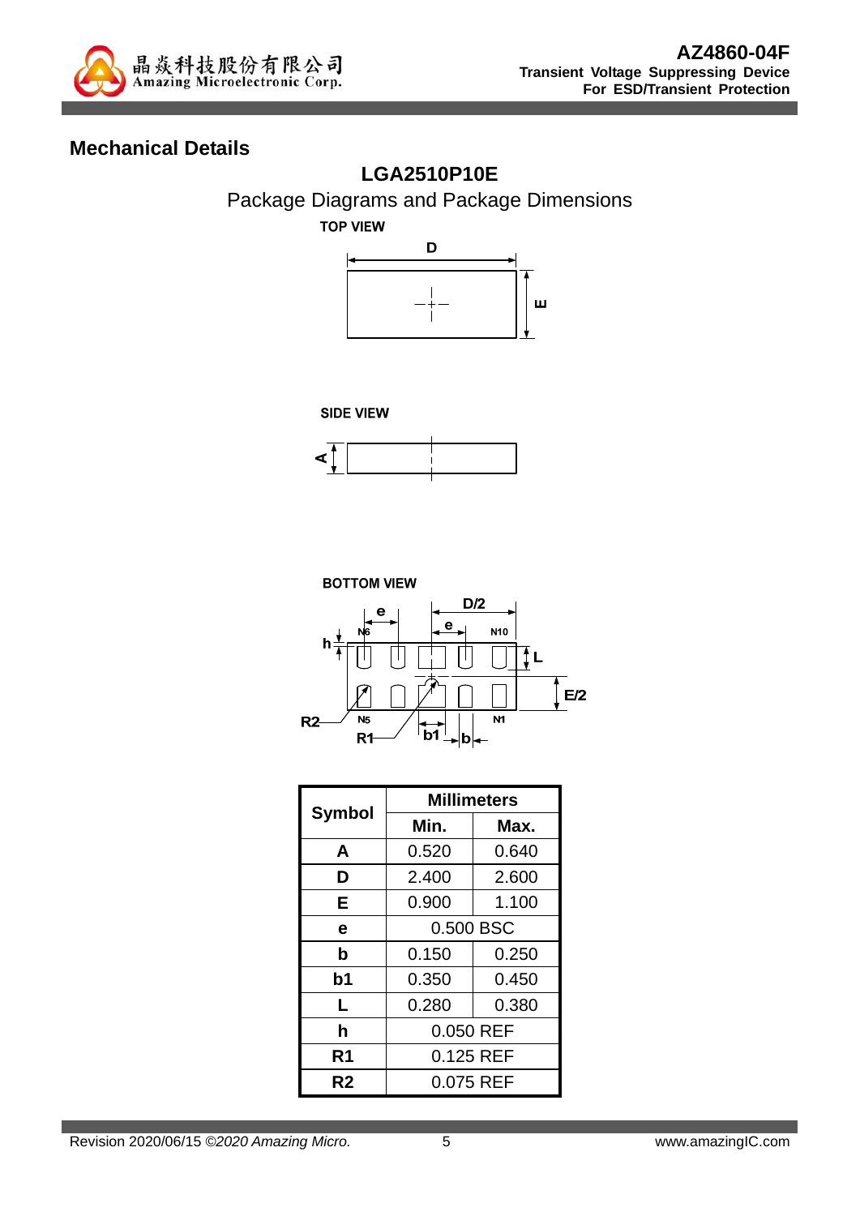## Mechanical Details

### LGA2510P10E

Package Diagrams and Package Dimensions

TOP VIEW

SIDE VIEW

BOTTOM VIEW

| Symbol | Millimeters | |
|---|---|---|
| | Min. | Max. |
| A | 0.520 | 0.640 |
| D | 2.400 | 2.600 |
| E | 0.900 | 1.100 |
| e | 0.500 BSC | |
| b | 0.150 | 0.250 |
| b1 | 0.350 | 0.450 |
| L | 0.280 | 0.380 |
| h | 0.050 REF | |
| R1 | 0.125 REF | |
| R2 | 0.075 REF | |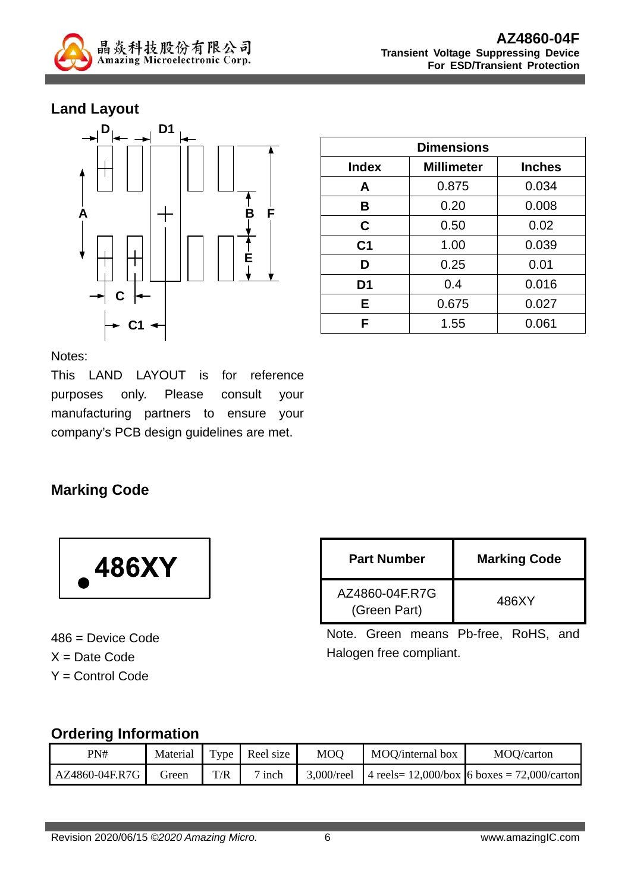## Land Layout

| Dimensions | | |
|---|---|---|
| **Index** | **Millimeter** | **Inches** |
| **A** | 0.875 | 0.034 |
| **B** | 0.20 | 0.008 |
| **C** | 0.50 | 0.02 |
| **C1** | 1.00 | 0.039 |
| **D** | 0.25 | 0.01 |
| **D1** | 0.4 | 0.016 |
| **E** | 0.675 | 0.027 |
| **F** | 1.55 | 0.061 |

Notes:
This LAND LAYOUT is for reference purposes only. Please consult your manufacturing partners to ensure your company's PCB design guidelines are met.

## Marking Code

**486XY**

486 = Device Code
X = Date Code
Y = Control Code

| Part Number | Marking Code |
|---|---|
| AZ4860-04F.R7G (Green Part) | 486XY |

Note. Green means Pb-free, RoHS, and Halogen free compliant.

## Ordering Information

| PN# | Material | Type | Reel size | MOQ | MOQ/internal box | MOQ/carton |
|---|---|---|---|---|---|---|
| AZ4860-04F.R7G | Green | T/R | 7 inch | 3,000/reel | 4 reels= 12,000/box | 6 boxes = 72,000/carton |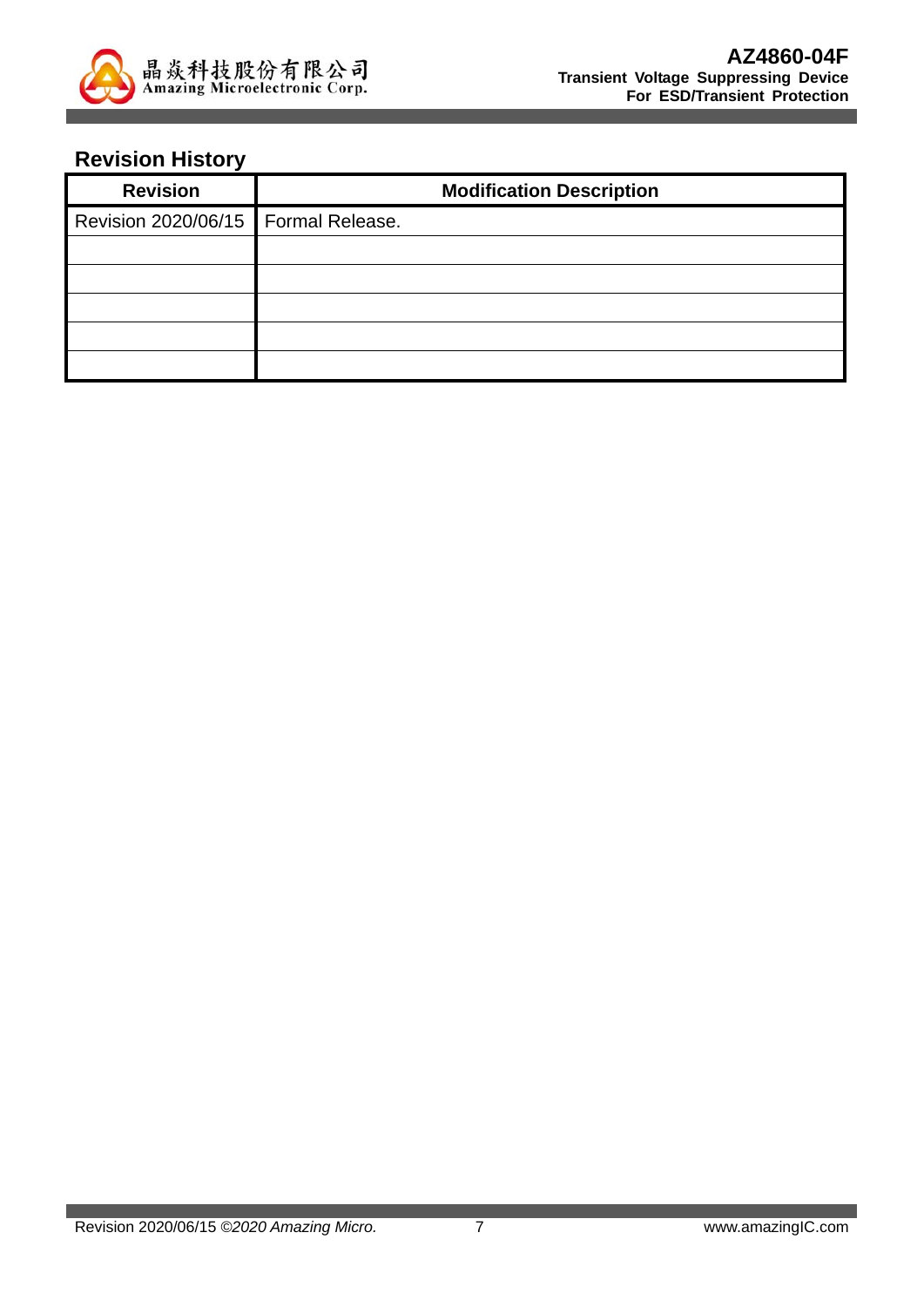## Revision History

| Revision | Modification Description |
| --- | --- |
| Revision 2020/06/15 | Formal Release. |
| | |
| | |
| | |
| | |
| | |